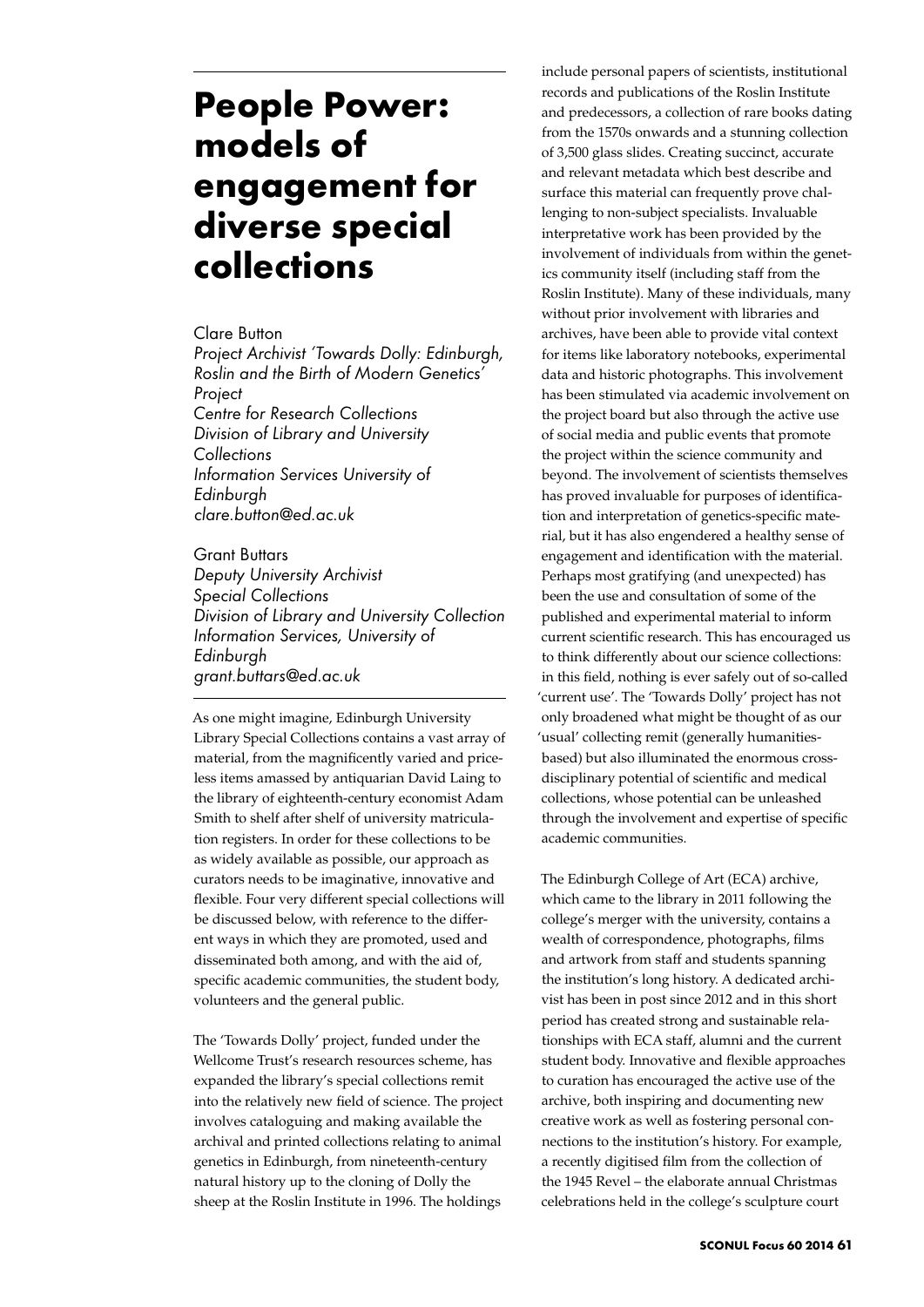# People Power: models of engagement for diverse special collections

Clare Button
*Project Archivist 'Towards Dolly: Edinburgh, Roslin and the Birth of Modern Genetics' Project*
*Centre for Research Collections*
*Division of Library and University Collections*
*Information Services University of Edinburgh*
*clare.button@ed.ac.uk*

Grant Buttars
*Deputy University Archivist*
*Special Collections*
*Division of Library and University Collection*
*Information Services, University of Edinburgh*
*grant.buttars@ed.ac.uk*

As one might imagine, Edinburgh University Library Special Collections contains a vast array of material, from the magnificently varied and priceless items amassed by antiquarian David Laing to the library of eighteenth-century economist Adam Smith to shelf after shelf of university matriculation registers. In order for these collections to be as widely available as possible, our approach as curators needs to be imaginative, innovative and flexible. Four very different special collections will be discussed below, with reference to the different ways in which they are promoted, used and disseminated both among, and with the aid of, specific academic communities, the student body, volunteers and the general public.

The 'Towards Dolly' project, funded under the Wellcome Trust's research resources scheme, has expanded the library's special collections remit into the relatively new field of science. The project involves cataloguing and making available the archival and printed collections relating to animal genetics in Edinburgh, from nineteenth-century natural history up to the cloning of Dolly the sheep at the Roslin Institute in 1996. The holdings include personal papers of scientists, institutional records and publications of the Roslin Institute and predecessors, a collection of rare books dating from the 1570s onwards and a stunning collection of 3,500 glass slides. Creating succinct, accurate and relevant metadata which best describe and surface this material can frequently prove challenging to non-subject specialists. Invaluable interpretative work has been provided by the involvement of individuals from within the genetics community itself (including staff from the Roslin Institute). Many of these individuals, many without prior involvement with libraries and archives, have been able to provide vital context for items like laboratory notebooks, experimental data and historic photographs. This involvement has been stimulated via academic involvement on the project board but also through the active use of social media and public events that promote the project within the science community and beyond. The involvement of scientists themselves has proved invaluable for purposes of identification and interpretation of genetics-specific material, but it has also engendered a healthy sense of engagement and identification with the material. Perhaps most gratifying (and unexpected) has been the use and consultation of some of the published and experimental material to inform current scientific research. This has encouraged us to think differently about our science collections: in this field, nothing is ever safely out of so-called 'current use'. The 'Towards Dolly' project has not only broadened what might be thought of as our 'usual' collecting remit (generally humanities-based) but also illuminated the enormous cross-disciplinary potential of scientific and medical collections, whose potential can be unleashed through the involvement and expertise of specific academic communities.

The Edinburgh College of Art (ECA) archive, which came to the library in 2011 following the college's merger with the university, contains a wealth of correspondence, photographs, films and artwork from staff and students spanning the institution's long history. A dedicated archivist has been in post since 2012 and in this short period has created strong and sustainable relationships with ECA staff, alumni and the current student body. Innovative and flexible approaches to curation has encouraged the active use of the archive, both inspiring and documenting new creative work as well as fostering personal connections to the institution's history. For example, a recently digitised film from the collection of the 1945 Revel – the elaborate annual Christmas celebrations held in the college's sculpture court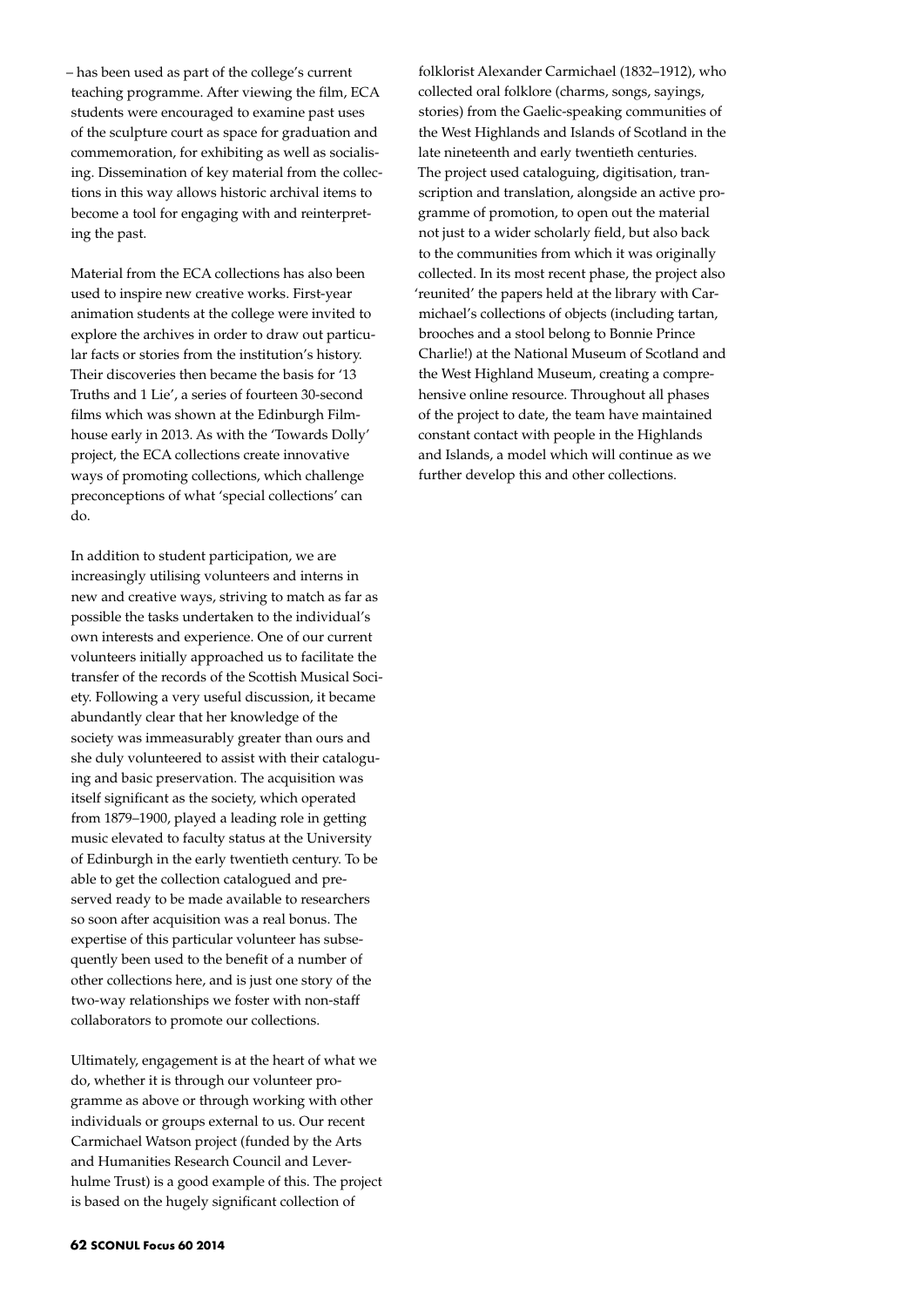– has been used as part of the college's current teaching programme. After viewing the film, ECA students were encouraged to examine past uses of the sculpture court as space for graduation and commemoration, for exhibiting as well as socialising. Dissemination of key material from the collections in this way allows historic archival items to become a tool for engaging with and reinterpreting the past.

Material from the ECA collections has also been used to inspire new creative works. First-year animation students at the college were invited to explore the archives in order to draw out particular facts or stories from the institution's history. Their discoveries then became the basis for '13 Truths and 1 Lie', a series of fourteen 30-second films which was shown at the Edinburgh Filmhouse early in 2013. As with the 'Towards Dolly' project, the ECA collections create innovative ways of promoting collections, which challenge preconceptions of what 'special collections' can do.

In addition to student participation, we are increasingly utilising volunteers and interns in new and creative ways, striving to match as far as possible the tasks undertaken to the individual's own interests and experience. One of our current volunteers initially approached us to facilitate the transfer of the records of the Scottish Musical Society. Following a very useful discussion, it became abundantly clear that her knowledge of the society was immeasurably greater than ours and she duly volunteered to assist with their cataloguing and basic preservation. The acquisition was itself significant as the society, which operated from 1879–1900, played a leading role in getting music elevated to faculty status at the University of Edinburgh in the early twentieth century. To be able to get the collection catalogued and preserved ready to be made available to researchers so soon after acquisition was a real bonus. The expertise of this particular volunteer has subsequently been used to the benefit of a number of other collections here, and is just one story of the two-way relationships we foster with non-staff collaborators to promote our collections.

Ultimately, engagement is at the heart of what we do, whether it is through our volunteer programme as above or through working with other individuals or groups external to us. Our recent Carmichael Watson project (funded by the Arts and Humanities Research Council and Leverhulme Trust) is a good example of this. The project is based on the hugely significant collection of folklorist Alexander Carmichael (1832–1912), who collected oral folklore (charms, songs, sayings, stories) from the Gaelic-speaking communities of the West Highlands and Islands of Scotland in the late nineteenth and early twentieth centuries. The project used cataloguing, digitisation, transcription and translation, alongside an active programme of promotion, to open out the material not just to a wider scholarly field, but also back to the communities from which it was originally collected. In its most recent phase, the project also 'reunited' the papers held at the library with Carmichael's collections of objects (including tartan, brooches and a stool belong to Bonnie Prince Charlie!) at the National Museum of Scotland and the West Highland Museum, creating a comprehensive online resource. Throughout all phases of the project to date, the team have maintained constant contact with people in the Highlands and Islands, a model which will continue as we further develop this and other collections.